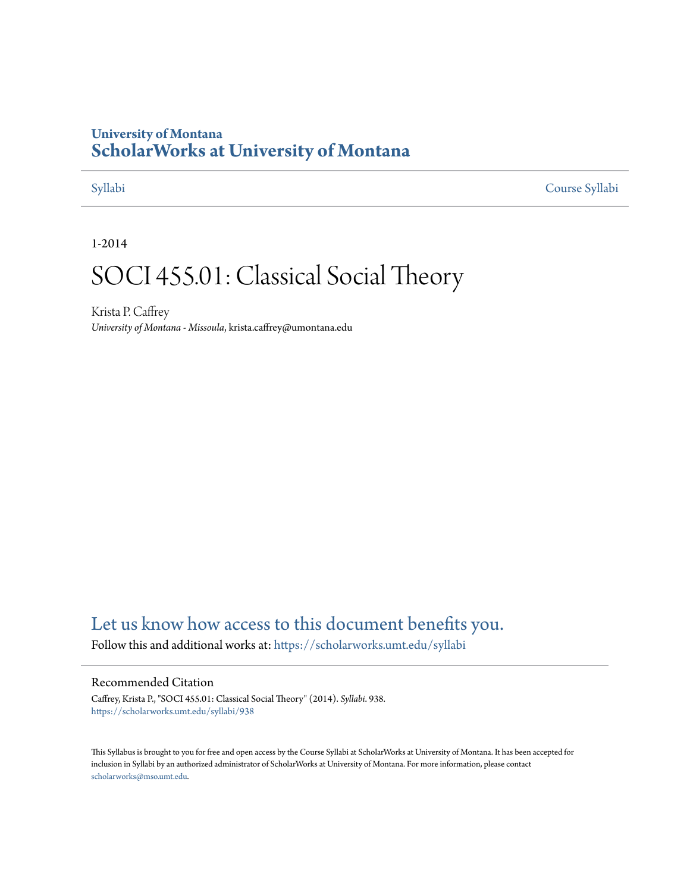University of Montana

# ScholarWorks at University of Montana

Syllabi | Course Syllabi

1-2014

# SOCI 455.01: Classical Social Theory

Krista P. Caffrey
*University of Montana - Missoula*, krista.caffrey@umontana.edu

## Let us know how access to this document benefits you.

Follow this and additional works at: https://scholarworks.umt.edu/syllabi

### Recommended Citation

Caffrey, Krista P., "SOCI 455.01: Classical Social Theory" (2014). *Syllabi*. 938.
https://scholarworks.umt.edu/syllabi/938

This Syllabus is brought to you for free and open access by the Course Syllabi at ScholarWorks at University of Montana. It has been accepted for inclusion in Syllabi by an authorized administrator of ScholarWorks at University of Montana. For more information, please contact scholarworks@mso.umt.edu.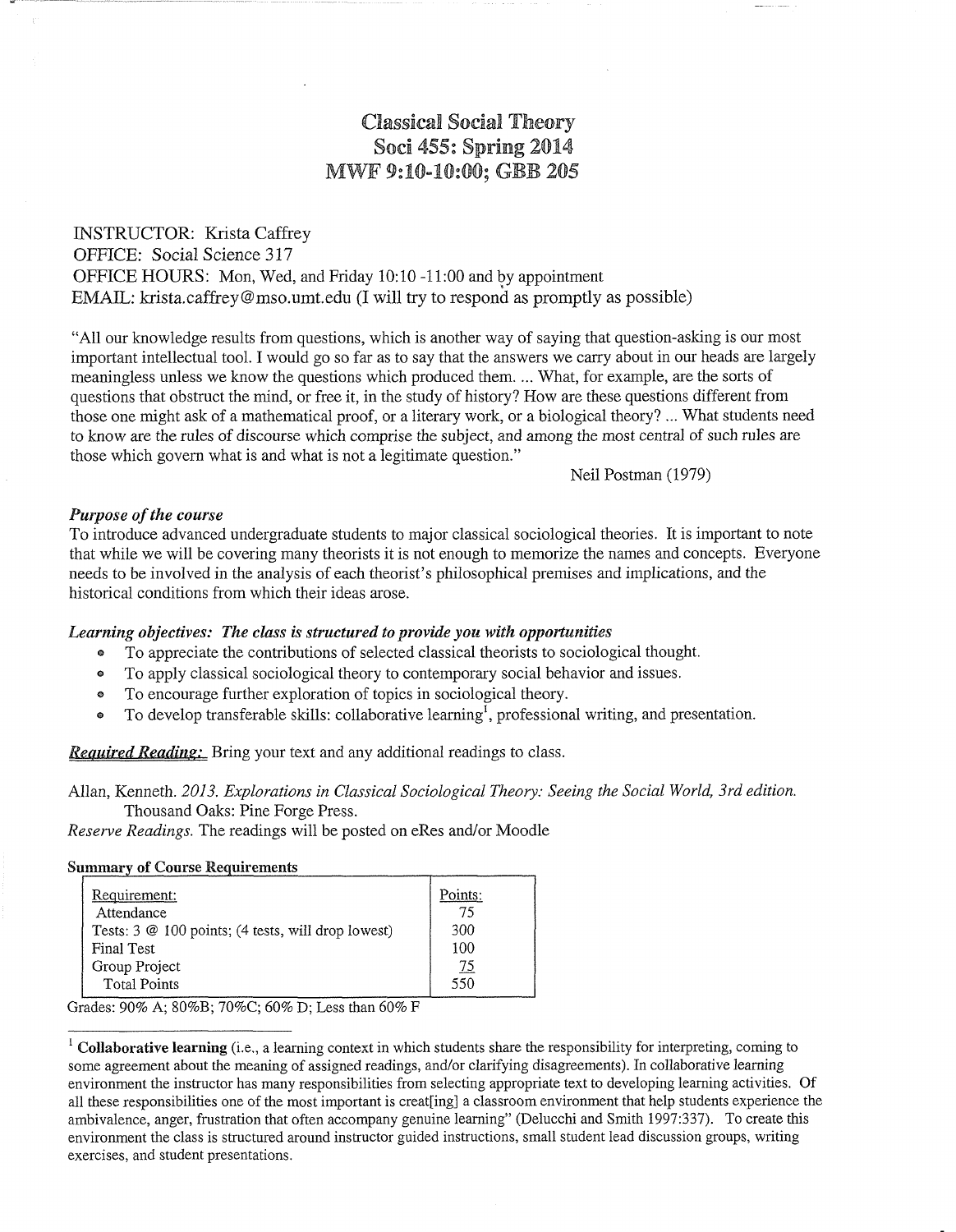# Classical Social Theory
## Soci 455: Spring 2014
## MWF 9:10-10:00; GBB 205

INSTRUCTOR: Krista Caffrey
OFFICE: Social Science 317
OFFICE HOURS: Mon, Wed, and Friday 10:10 -11:00 and by appointment
EMAIL: krista.caffrey@mso.umt.edu (I will try to respond as promptly as possible)

"All our knowledge results from questions, which is another way of saying that question-asking is our most important intellectual tool. I would go so far as to say that the answers we carry about in our heads are largely meaningless unless we know the questions which produced them. ... What, for example, are the sorts of questions that obstruct the mind, or free it, in the study of history? How are these questions different from those one might ask of a mathematical proof, or a literary work, or a biological theory? ... What students need to know are the rules of discourse which comprise the subject, and among the most central of such rules are those which govern what is and what is not a legitimate question."

Neil Postman (1979)

***Purpose of the course***

To introduce advanced undergraduate students to major classical sociological theories. It is important to note that while we will be covering many theorists it is not enough to memorize the names and concepts. Everyone needs to be involved in the analysis of each theorist's philosophical premises and implications, and the historical conditions from which their ideas arose.

***Learning objectives: The class is structured to provide you with opportunities***

- To appreciate the contributions of selected classical theorists to sociological thought.
- To apply classical sociological theory to contemporary social behavior and issues.
- To encourage further exploration of topics in sociological theory.
- To develop transferable skills: collaborative learning[1], professional writing, and presentation.

***Required Reading:*** Bring your text and any additional readings to class.

Allan, Kenneth. *2013. Explorations in Classical Sociological Theory: Seeing the Social World, 3rd edition.* Thousand Oaks: Pine Forge Press.

*Reserve Readings.* The readings will be posted on eRes and/or Moodle

**Summary of Course Requirements**

| Requirement: | Points: |
|---|---|
| Attendance | 75 |
| Tests: 3 @ 100 points; (4 tests, will drop lowest) | 300 |
| Final Test | 100 |
| Group Project | 75 |
| Total Points | 550 |

Grades: 90% A; 80%B; 70%C; 60% D; Less than 60% F

[1] **Collaborative learning** (i.e., a learning context in which students share the responsibility for interpreting, coming to some agreement about the meaning of assigned readings, and/or clarifying disagreements). In collaborative learning environment the instructor has many responsibilities from selecting appropriate text to developing learning activities. Of all these responsibilities one of the most important is creat[ing] a classroom environment that help students experience the ambivalence, anger, frustration that often accompany genuine learning" (Delucchi and Smith 1997:337). To create this environment the class is structured around instructor guided instructions, small student lead discussion groups, writing exercises, and student presentations.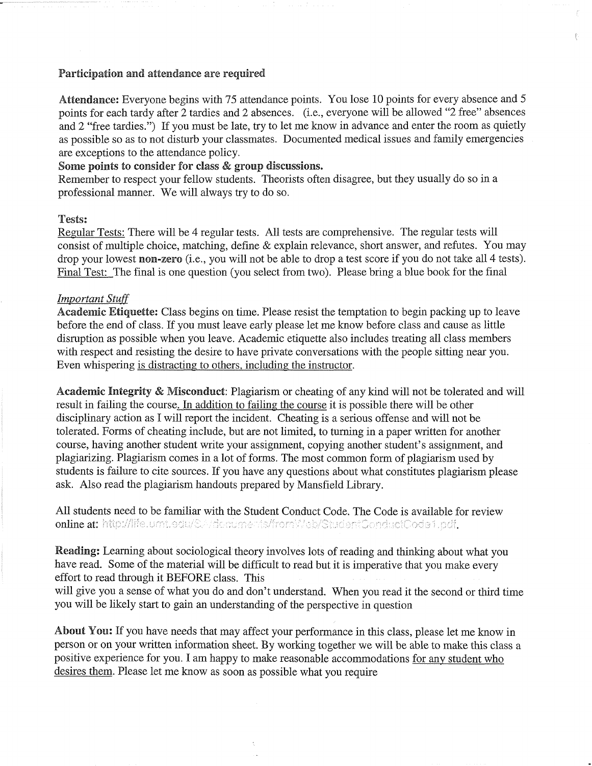**Participation and attendance are required**

**Attendance:** Everyone begins with 75 attendance points. You lose 10 points for every absence and 5 points for each tardy after 2 tardies and 2 absences. (i.e., everyone will be allowed "2 free" absences and 2 "free tardies.") If you must be late, try to let me know in advance and enter the room as quietly as possible so as to not disturb your classmates. Documented medical issues and family emergencies are exceptions to the attendance policy.

**Some points to consider for class & group discussions.**
Remember to respect your fellow students. Theorists often disagree, but they usually do so in a professional manner. We will always try to do so.

**Tests:**
Regular Tests: There will be 4 regular tests. All tests are comprehensive. The regular tests will consist of multiple choice, matching, define & explain relevance, short answer, and refutes. You may drop your lowest **non-zero** (i.e., you will not be able to drop a test score if you do not take all 4 tests).
Final Test: The final is one question (you select from two). Please bring a blue book for the final

*Important Stuff*

**Academic Etiquette:** Class begins on time. Please resist the temptation to begin packing up to leave before the end of class. If you must leave early please let me know before class and cause as little disruption as possible when you leave. Academic etiquette also includes treating all class members with respect and resisting the desire to have private conversations with the people sitting near you. Even whispering is distracting to others, including the instructor.

**Academic Integrity & Misconduct**: Plagiarism or cheating of any kind will not be tolerated and will result in failing the course. In addition to failing the course it is possible there will be other disciplinary action as I will report the incident. Cheating is a serious offense and will not be tolerated. Forms of cheating include, but are not limited, to turning in a paper written for another course, having another student write your assignment, copying another student's assignment, and plagiarizing. Plagiarism comes in a lot of forms. The most common form of plagiarism used by students is failure to cite sources. If you have any questions about what constitutes plagiarism please ask. Also read the plagiarism handouts prepared by Mansfield Library.

All students need to be familiar with the Student Conduct Code. The Code is available for review online at: http://life.umt.edu/SA/documents/fromWeb/StudentConductCode1.pdf.

**Reading:** Learning about sociological theory involves lots of reading and thinking about what you have read. Some of the material will be difficult to read but it is imperative that you make every effort to read through it BEFORE class. This
will give you a sense of what you do and don't understand. When you read it the second or third time you will be likely start to gain an understanding of the perspective in question

**About You:** If you have needs that may affect your performance in this class, please let me know in person or on your written information sheet. By working together we will be able to make this class a positive experience for you. I am happy to make reasonable accommodations for any student who desires them. Please let me know as soon as possible what you require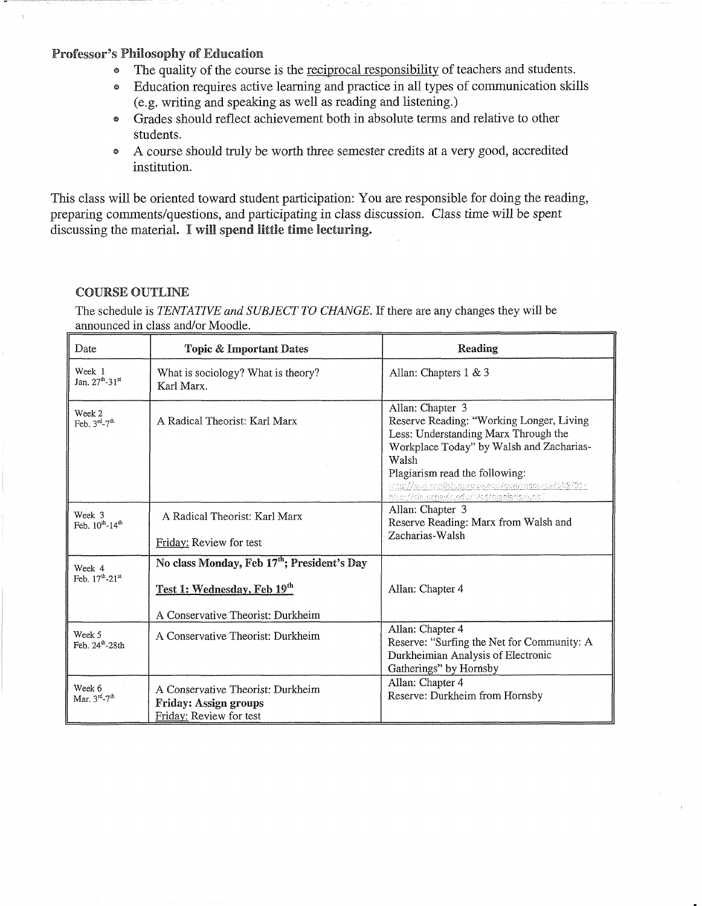**Professor's Philosophy of Education**

- The quality of the course is the reciprocal responsibility of teachers and students.
- Education requires active learning and practice in all types of communication skills (e.g. writing and speaking as well as reading and listening.)
- Grades should reflect achievement both in absolute terms and relative to other students.
- A course should truly be worth three semester credits at a very good, accredited institution.

This class will be oriented toward student participation: You are responsible for doing the reading, preparing comments/questions, and participating in class discussion. Class time will be spent discussing the material. **I will spend little time lecturing.**

### COURSE OUTLINE

The schedule is *TENTATIVE and SUBJECT TO CHANGE.* If there are any changes they will be announced in class and/or Moodle.

| Date | Topic & Important Dates | Reading |
|---|---|---|
| Week 1<br>Jan. 27th-31st | What is sociology? What is theory?<br>Karl Marx. | Allan: Chapters 1 & 3 |
| Week 2<br>Feb. 3rd-7th | A Radical Theorist: Karl Marx | Allan: Chapter 3<br>Reserve Reading: "Working Longer, Living Less: Understanding Marx Through the Workplace Today" by Walsh and Zacharias-Walsh<br>Plagiarism read the following:<br>http://owl.english.purdue.edu/owl/resource/589/01/<br>http://sja.ucdavis.edu/files/plagiarism.pdf |
| Week 3<br>Feb. 10th-14th | A Radical Theorist: Karl Marx<br><br>Friday: Review for test | Allan: Chapter 3<br>Reserve Reading: Marx from Walsh and Zacharias-Walsh |
| Week 4<br>Feb. 17th-21st | **No class Monday, Feb 17th; President's Day**<br><br>**Test 1: Wednesday, Feb 19th**<br><br>A Conservative Theorist: Durkheim | Allan: Chapter 4 |
| Week 5<br>Feb. 24th-28th | A Conservative Theorist: Durkheim | Allan: Chapter 4<br>Reserve: "Surfing the Net for Community: A Durkheimian Analysis of Electronic Gatherings" by Hornsby |
| Week 6<br>Mar. 3rd-7th | A Conservative Theorist: Durkheim<br>**Friday: Assign groups**<br>Friday: Review for test | Allan: Chapter 4<br>Reserve: Durkheim from Hornsby |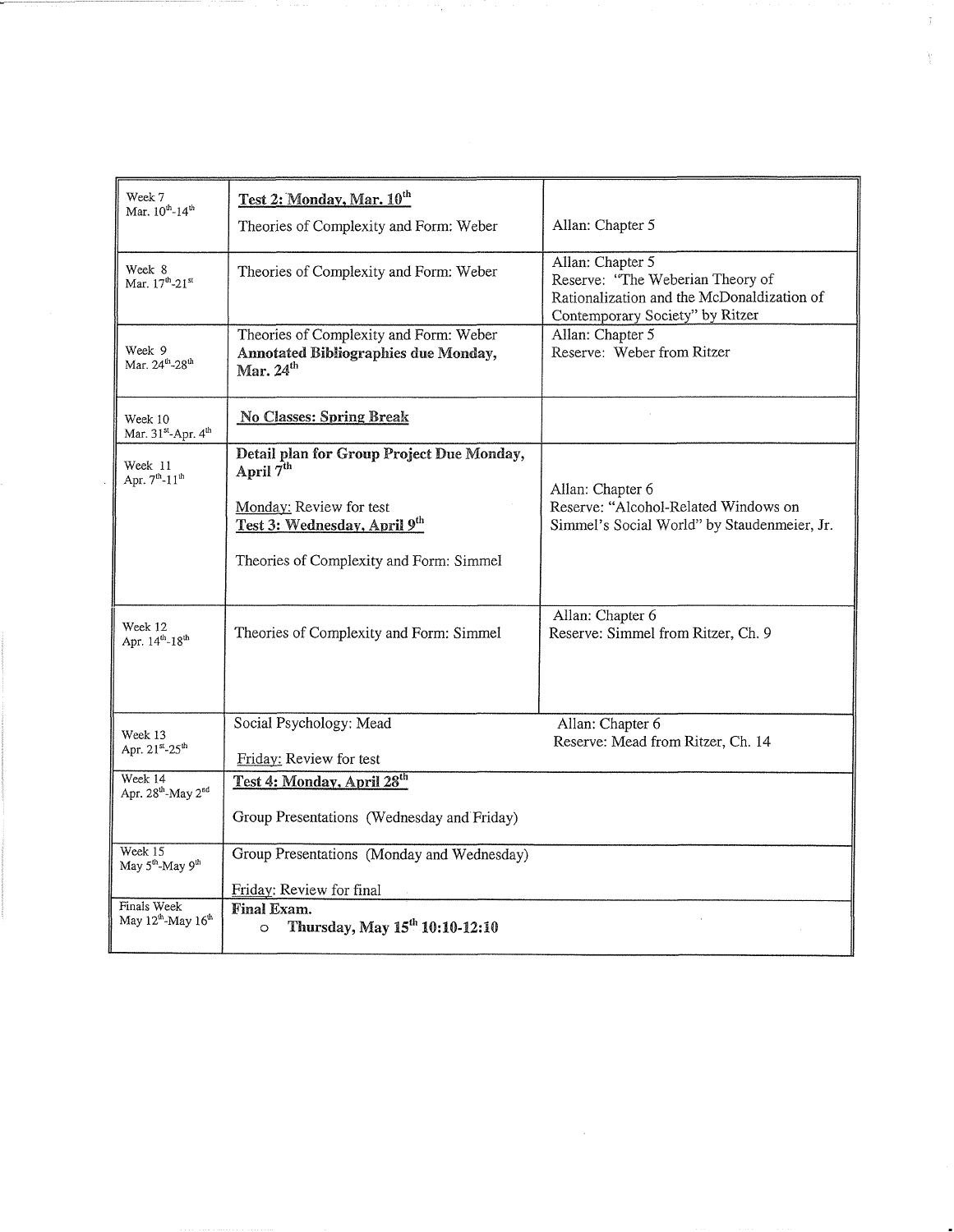| | | |
|---|---|---|
| Week 7<br>Mar. 10th-14th | **Test 2: Monday, Mar. 10th**<br><br>Theories of Complexity and Form: Weber | Allan: Chapter 5 |
| Week 8<br>Mar. 17th-21st | Theories of Complexity and Form: Weber | Allan: Chapter 5<br>Reserve: "The Weberian Theory of Rationalization and the McDonaldization of Contemporary Society" by Ritzer |
| Week 9<br>Mar. 24th-28th | Theories of Complexity and Form: Weber<br>**Annotated Bibliographies due Monday, Mar. 24th** | Allan: Chapter 5<br>Reserve: Weber from Ritzer |
| Week 10<br>Mar. 31st-Apr. 4th | **No Classes: Spring Break** | |
| Week 11<br>Apr. 7th-11th | **Detail plan for Group Project Due Monday, April 7th**<br><br>Monday: Review for test<br>**Test 3: Wednesday, April 9th**<br><br>Theories of Complexity and Form: Simmel | Allan: Chapter 6<br>Reserve: "Alcohol-Related Windows on Simmel's Social World" by Staudenmeier, Jr. |
| Week 12<br>Apr. 14th-18th | Theories of Complexity and Form: Simmel | Allan: Chapter 6<br>Reserve: Simmel from Ritzer, Ch. 9 |
| Week 13<br>Apr. 21st-25th | Social Psychology: Mead<br><br>Friday: Review for test | Allan: Chapter 6<br>Reserve: Mead from Ritzer, Ch. 14 |
| Week 14<br>Apr. 28th-May 2nd | **Test 4: Monday, April 28th**<br><br>Group Presentations (Wednesday and Friday) | |
| Week 15<br>May 5th-May 9th | Group Presentations (Monday and Wednesday)<br><br>Friday: Review for final | |
| Finals Week<br>May 12th-May 16th | **Final Exam.**<br>○ **Thursday, May 15th 10:10-12:10** | |